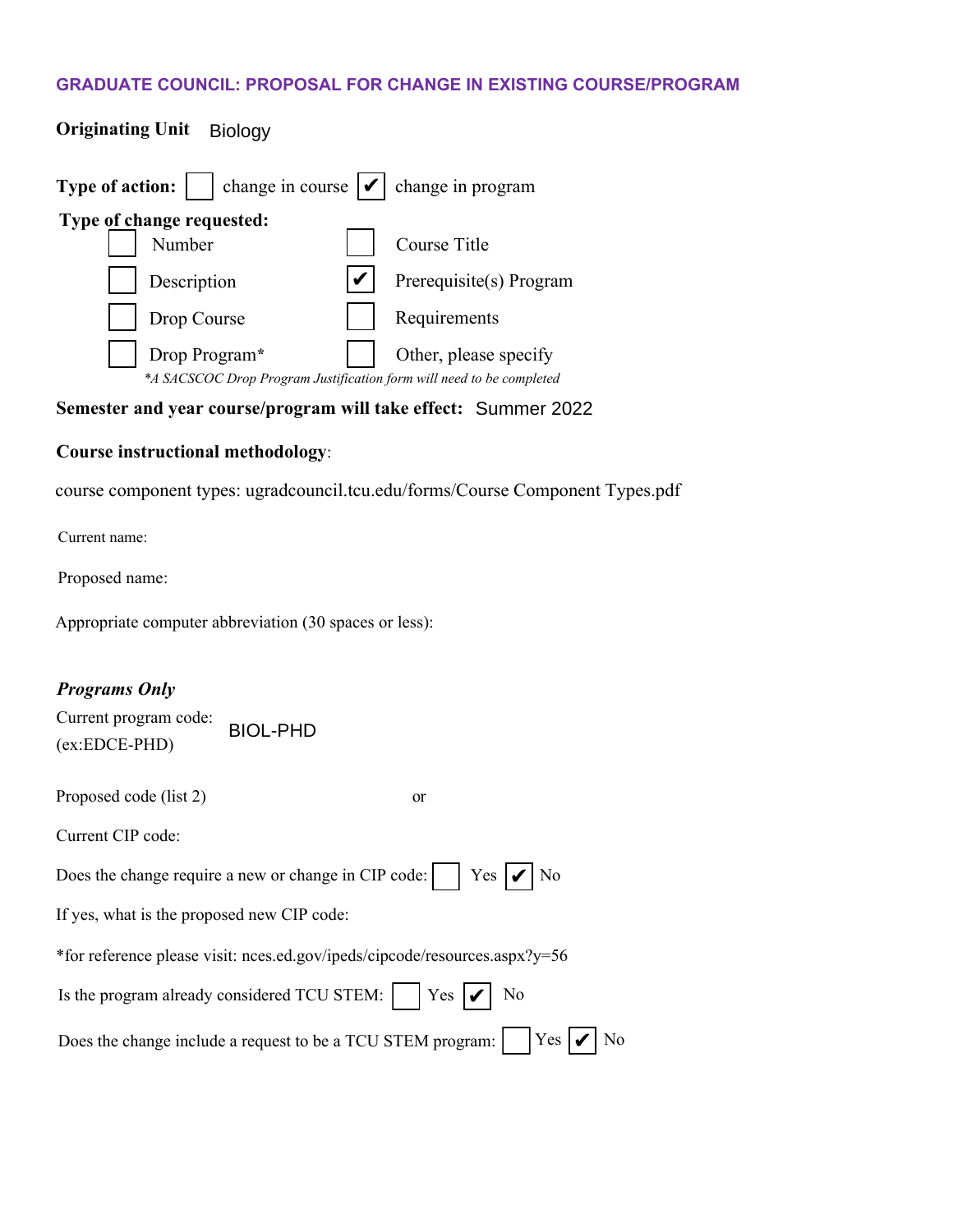## GRADUATE COUNCIL: PROPOSAL FOR CHANGE IN EXISTING COURSE/PROGRAM

**Originating Unit** Biology

**Type of action:** ☐ change in course ☑ change in program

**Type of change requested:**

- ☐ Number
- ☐ Course Title
- ☐ Description
- ☑ Prerequisite(s) Program
- ☐ Drop Course
- ☐ Requirements
- ☐ Drop Program*
- ☐ Other, please specify

*\*A SACSCOC Drop Program Justification form will need to be completed*

**Semester and year course/program will take effect:** Summer 2022

**Course instructional methodology**:

course component types: ugradcouncil.tcu.edu/forms/Course Component Types.pdf

Current name:

Proposed name:

Appropriate computer abbreviation (30 spaces or less):

***Programs Only***

Current program code: (ex:EDCE-PHD) BIOL-PHD

Proposed code (list 2) or

Current CIP code:

Does the change require a new or change in CIP code: ☐ Yes ☑ No

If yes, what is the proposed new CIP code:

*for reference please visit: nces.ed.gov/ipeds/cipcode/resources.aspx?y=56

Is the program already considered TCU STEM: ☐ Yes ☑ No

Does the change include a request to be a TCU STEM program: ☐ Yes ☑ No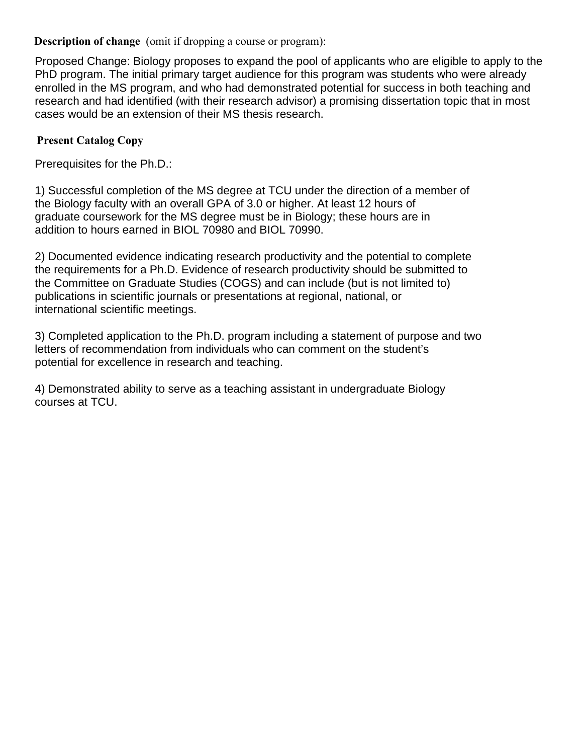**Description of change** (omit if dropping a course or program):

Proposed Change: Biology proposes to expand the pool of applicants who are eligible to apply to the PhD program. The initial primary target audience for this program was students who were already enrolled in the MS program, and who had demonstrated potential for success in both teaching and research and had identified (with their research advisor) a promising dissertation topic that in most cases would be an extension of their MS thesis research.

**Present Catalog Copy**

Prerequisites for the Ph.D.:

1) Successful completion of the MS degree at TCU under the direction of a member of the Biology faculty with an overall GPA of 3.0 or higher. At least 12 hours of graduate coursework for the MS degree must be in Biology; these hours are in addition to hours earned in BIOL 70980 and BIOL 70990.

2) Documented evidence indicating research productivity and the potential to complete the requirements for a Ph.D. Evidence of research productivity should be submitted to the Committee on Graduate Studies (COGS) and can include (but is not limited to) publications in scientific journals or presentations at regional, national, or international scientific meetings.

3) Completed application to the Ph.D. program including a statement of purpose and two letters of recommendation from individuals who can comment on the student's potential for excellence in research and teaching.

4) Demonstrated ability to serve as a teaching assistant in undergraduate Biology courses at TCU.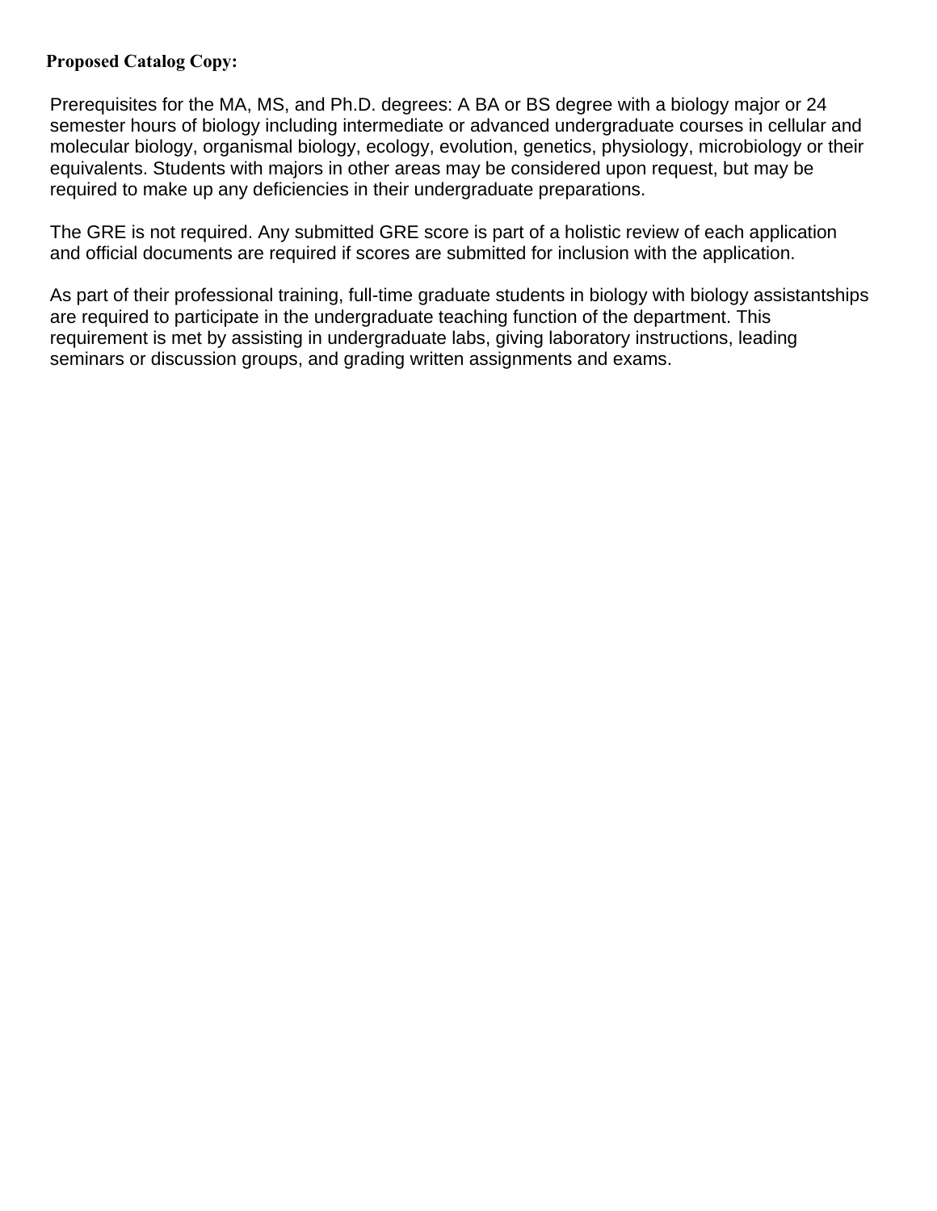**Proposed Catalog Copy:**

Prerequisites for the MA, MS, and Ph.D. degrees: A BA or BS degree with a biology major or 24 semester hours of biology including intermediate or advanced undergraduate courses in cellular and molecular biology, organismal biology, ecology, evolution, genetics, physiology, microbiology or their equivalents. Students with majors in other areas may be considered upon request, but may be required to make up any deficiencies in their undergraduate preparations.

The GRE is not required. Any submitted GRE score is part of a holistic review of each application and official documents are required if scores are submitted for inclusion with the application.

As part of their professional training, full-time graduate students in biology with biology assistantships are required to participate in the undergraduate teaching function of the department. This requirement is met by assisting in undergraduate labs, giving laboratory instructions, leading seminars or discussion groups, and grading written assignments and exams.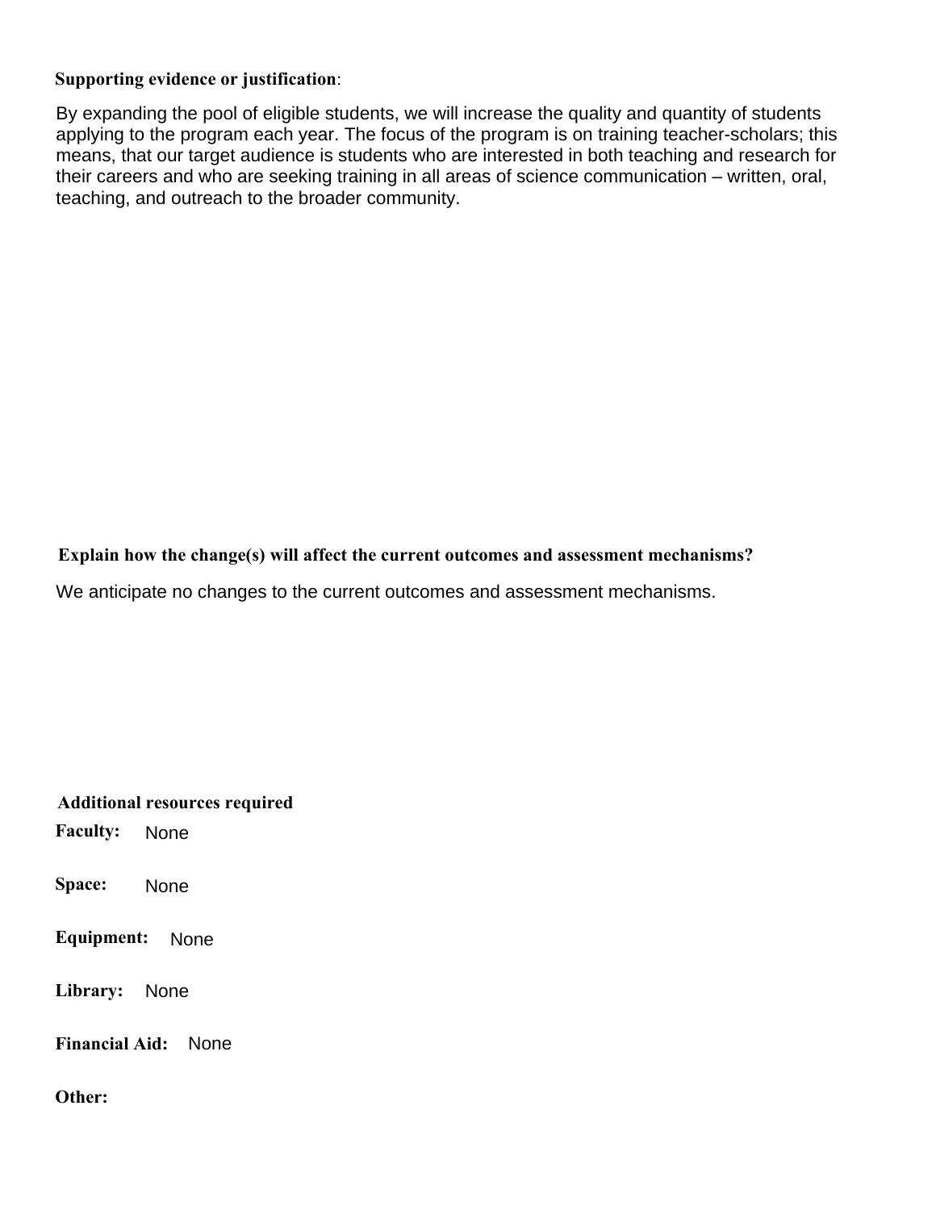**Supporting evidence or justification**:

By expanding the pool of eligible students, we will increase the quality and quantity of students applying to the program each year. The focus of the program is on training teacher-scholars; this means, that our target audience is students who are interested in both teaching and research for their careers and who are seeking training in all areas of science communication – written, oral, teaching, and outreach to the broader community.

**Explain how the change(s) will affect the current outcomes and assessment mechanisms?**

We anticipate no changes to the current outcomes and assessment mechanisms.

**Additional resources required**

**Faculty:** None

**Space:** None

**Equipment:** None

**Library:** None

**Financial Aid:** None

**Other:**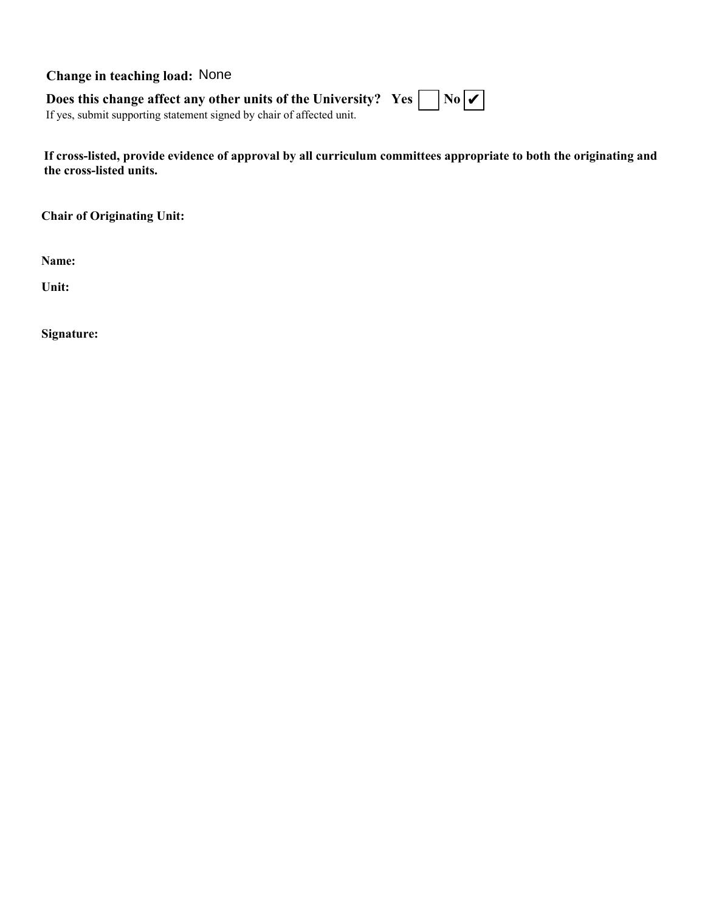**Change in teaching load:** None

**Does this change affect any other units of the University?** **Yes** ☐ **No** ☑

If yes, submit supporting statement signed by chair of affected unit.

**If cross-listed, provide evidence of approval by all curriculum committees appropriate to both the originating and the cross-listed units.**

**Chair of Originating Unit:**

**Name:**

**Unit:**

**Signature:**